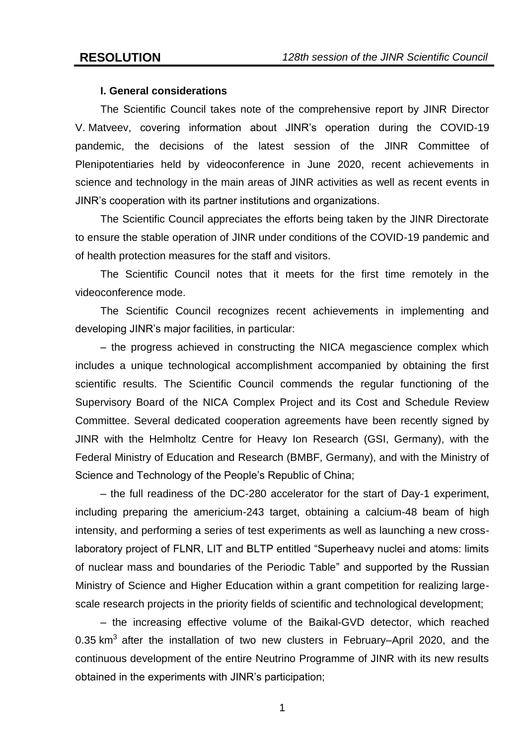## I. General considerations

The Scientific Council takes note of the comprehensive report by JINR Director V. Matveev, covering information about JINR's operation during the COVID-19 pandemic, the decisions of the latest session of the JINR Committee of Plenipotentiaries held by videoconference in June 2020, recent achievements in science and technology in the main areas of JINR activities as well as recent events in JINR's cooperation with its partner institutions and organizations.

The Scientific Council appreciates the efforts being taken by the JINR Directorate to ensure the stable operation of JINR under conditions of the COVID-19 pandemic and of health protection measures for the staff and visitors.

The Scientific Council notes that it meets for the first time remotely in the videoconference mode.

The Scientific Council recognizes recent achievements in implementing and developing JINR's major facilities, in particular:

– the progress achieved in constructing the NICA megascience complex which includes a unique technological accomplishment accompanied by obtaining the first scientific results. The Scientific Council commends the regular functioning of the Supervisory Board of the NICA Complex Project and its Cost and Schedule Review Committee. Several dedicated cooperation agreements have been recently signed by JINR with the Helmholtz Centre for Heavy Ion Research (GSI, Germany), with the Federal Ministry of Education and Research (BMBF, Germany), and with the Ministry of Science and Technology of the People's Republic of China;

– the full readiness of the DC-280 accelerator for the start of Day-1 experiment, including preparing the americium-243 target, obtaining a calcium-48 beam of high intensity, and performing a series of test experiments as well as launching a new cross-laboratory project of FLNR, LIT and BLTP entitled "Superheavy nuclei and atoms: limits of nuclear mass and boundaries of the Periodic Table" and supported by the Russian Ministry of Science and Higher Education within a grant competition for realizing large-scale research projects in the priority fields of scientific and technological development;

– the increasing effective volume of the Baikal-GVD detector, which reached 0.35 $km^3$ after the installation of two new clusters in February–April 2020, and the continuous development of the entire Neutrino Programme of JINR with its new results obtained in the experiments with JINR's participation;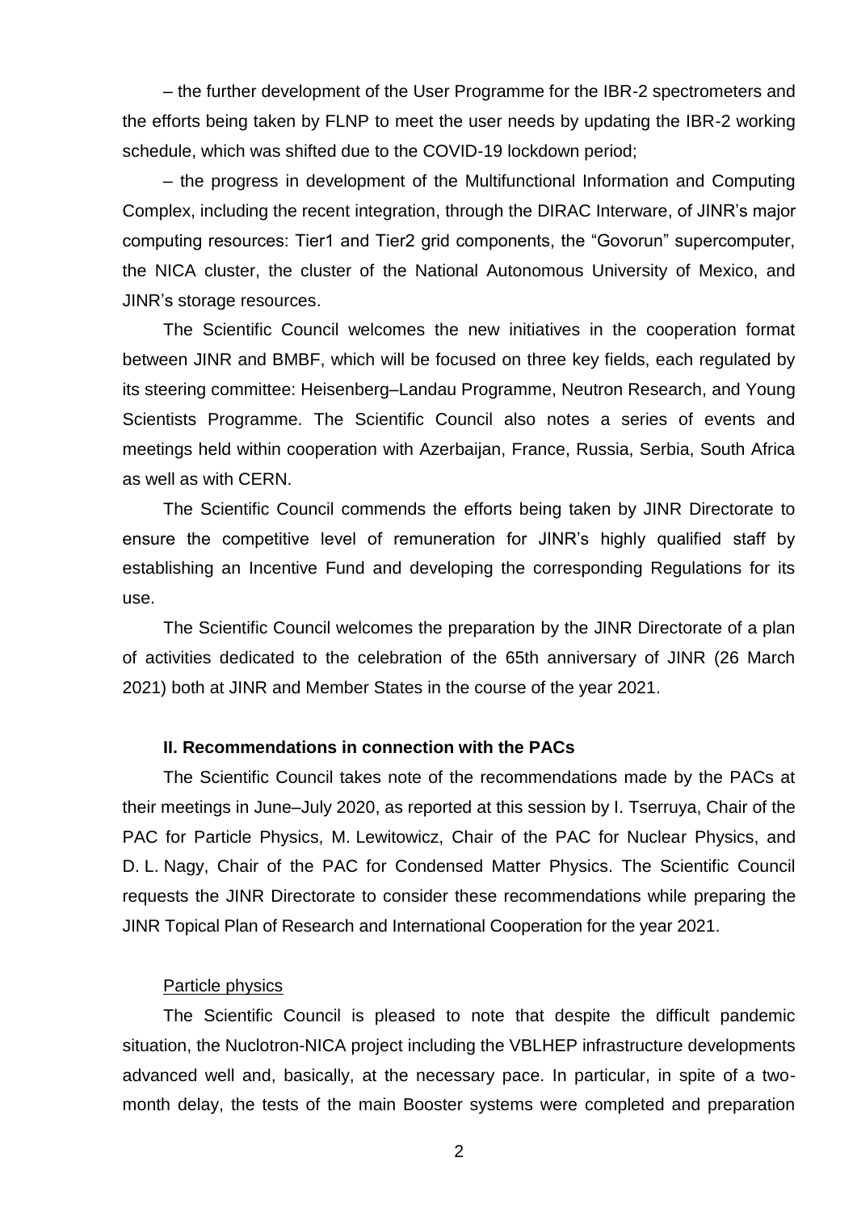– the further development of the User Programme for the IBR-2 spectrometers and the efforts being taken by FLNP to meet the user needs by updating the IBR-2 working schedule, which was shifted due to the COVID-19 lockdown period;

– the progress in development of the Multifunctional Information and Computing Complex, including the recent integration, through the DIRAC Interware, of JINR's major computing resources: Tier1 and Tier2 grid components, the "Govorun" supercomputer, the NICA cluster, the cluster of the National Autonomous University of Mexico, and JINR's storage resources.

The Scientific Council welcomes the new initiatives in the cooperation format between JINR and BMBF, which will be focused on three key fields, each regulated by its steering committee: Heisenberg–Landau Programme, Neutron Research, and Young Scientists Programme. The Scientific Council also notes a series of events and meetings held within cooperation with Azerbaijan, France, Russia, Serbia, South Africa as well as with CERN.

The Scientific Council commends the efforts being taken by JINR Directorate to ensure the competitive level of remuneration for JINR's highly qualified staff by establishing an Incentive Fund and developing the corresponding Regulations for its use.

The Scientific Council welcomes the preparation by the JINR Directorate of a plan of activities dedicated to the celebration of the 65th anniversary of JINR (26 March 2021) both at JINR and Member States in the course of the year 2021.

## II. Recommendations in connection with the PACs

The Scientific Council takes note of the recommendations made by the PACs at their meetings in June–July 2020, as reported at this session by I. Tserruya, Chair of the PAC for Particle Physics, M. Lewitowicz, Chair of the PAC for Nuclear Physics, and D. L. Nagy, Chair of the PAC for Condensed Matter Physics. The Scientific Council requests the JINR Directorate to consider these recommendations while preparing the JINR Topical Plan of Research and International Cooperation for the year 2021.

### Particle physics

The Scientific Council is pleased to note that despite the difficult pandemic situation, the Nuclotron-NICA project including the VBLHEP infrastructure developments advanced well and, basically, at the necessary pace. In particular, in spite of a two-month delay, the tests of the main Booster systems were completed and preparation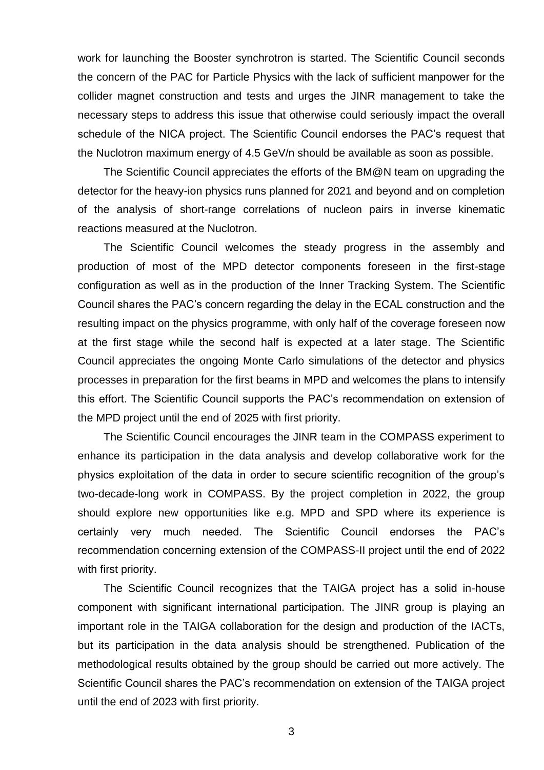work for launching the Booster synchrotron is started. The Scientific Council seconds the concern of the PAC for Particle Physics with the lack of sufficient manpower for the collider magnet construction and tests and urges the JINR management to take the necessary steps to address this issue that otherwise could seriously impact the overall schedule of the NICA project. The Scientific Council endorses the PAC's request that the Nuclotron maximum energy of 4.5 GeV/n should be available as soon as possible.

The Scientific Council appreciates the efforts of the BM@N team on upgrading the detector for the heavy-ion physics runs planned for 2021 and beyond and on completion of the analysis of short-range correlations of nucleon pairs in inverse kinematic reactions measured at the Nuclotron.

The Scientific Council welcomes the steady progress in the assembly and production of most of the MPD detector components foreseen in the first-stage configuration as well as in the production of the Inner Tracking System. The Scientific Council shares the PAC's concern regarding the delay in the ECAL construction and the resulting impact on the physics programme, with only half of the coverage foreseen now at the first stage while the second half is expected at a later stage. The Scientific Council appreciates the ongoing Monte Carlo simulations of the detector and physics processes in preparation for the first beams in MPD and welcomes the plans to intensify this effort. The Scientific Council supports the PAC's recommendation on extension of the MPD project until the end of 2025 with first priority.

The Scientific Council encourages the JINR team in the COMPASS experiment to enhance its participation in the data analysis and develop collaborative work for the physics exploitation of the data in order to secure scientific recognition of the group's two-decade-long work in COMPASS. By the project completion in 2022, the group should explore new opportunities like e.g. MPD and SPD where its experience is certainly very much needed. The Scientific Council endorses the PAC's recommendation concerning extension of the COMPASS-II project until the end of 2022 with first priority.

The Scientific Council recognizes that the TAIGA project has a solid in-house component with significant international participation. The JINR group is playing an important role in the TAIGA collaboration for the design and production of the IACTs, but its participation in the data analysis should be strengthened. Publication of the methodological results obtained by the group should be carried out more actively. The Scientific Council shares the PAC's recommendation on extension of the TAIGA project until the end of 2023 with first priority.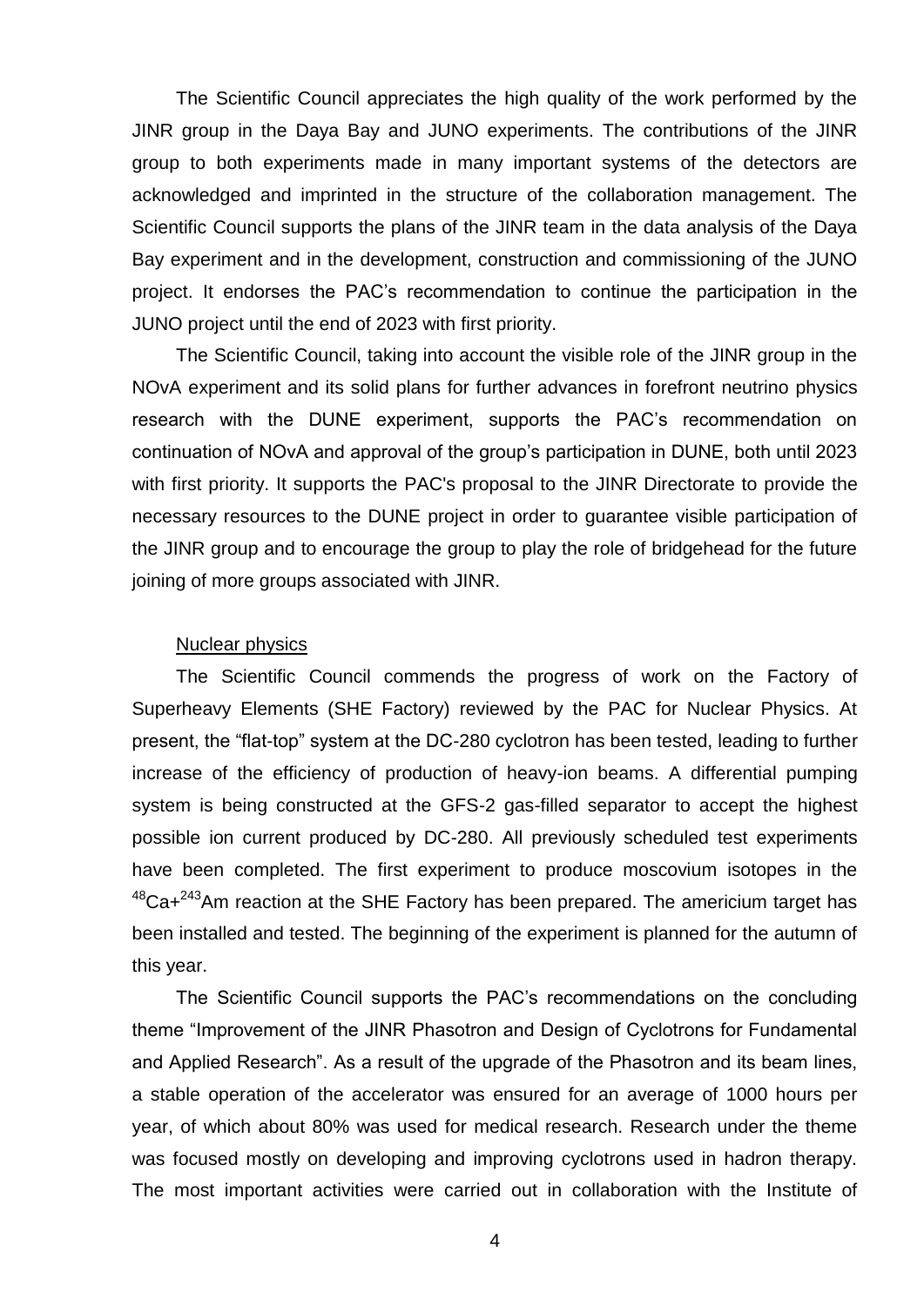The Scientific Council appreciates the high quality of the work performed by the JINR group in the Daya Bay and JUNO experiments. The contributions of the JINR group to both experiments made in many important systems of the detectors are acknowledged and imprinted in the structure of the collaboration management. The Scientific Council supports the plans of the JINR team in the data analysis of the Daya Bay experiment and in the development, construction and commissioning of the JUNO project. It endorses the PAC's recommendation to continue the participation in the JUNO project until the end of 2023 with first priority.

The Scientific Council, taking into account the visible role of the JINR group in the NOvA experiment and its solid plans for further advances in forefront neutrino physics research with the DUNE experiment, supports the PAC's recommendation on continuation of NOvA and approval of the group's participation in DUNE, both until 2023 with first priority. It supports the PAC's proposal to the JINR Directorate to provide the necessary resources to the DUNE project in order to guarantee visible participation of the JINR group and to encourage the group to play the role of bridgehead for the future joining of more groups associated with JINR.

Nuclear physics

The Scientific Council commends the progress of work on the Factory of Superheavy Elements (SHE Factory) reviewed by the PAC for Nuclear Physics. At present, the "flat-top" system at the DC-280 cyclotron has been tested, leading to further increase of the efficiency of production of heavy-ion beams. A differential pumping system is being constructed at the GFS-2 gas-filled separator to accept the highest possible ion current produced by DC-280. All previously scheduled test experiments have been completed. The first experiment to produce moscovium isotopes in the $^{48}Ca+^{243}Am$ reaction at the SHE Factory has been prepared. The americium target has been installed and tested. The beginning of the experiment is planned for the autumn of this year.

The Scientific Council supports the PAC's recommendations on the concluding theme "Improvement of the JINR Phasotron and Design of Cyclotrons for Fundamental and Applied Research". As a result of the upgrade of the Phasotron and its beam lines, a stable operation of the accelerator was ensured for an average of 1000 hours per year, of which about 80% was used for medical research. Research under the theme was focused mostly on developing and improving cyclotrons used in hadron therapy. The most important activities were carried out in collaboration with the Institute of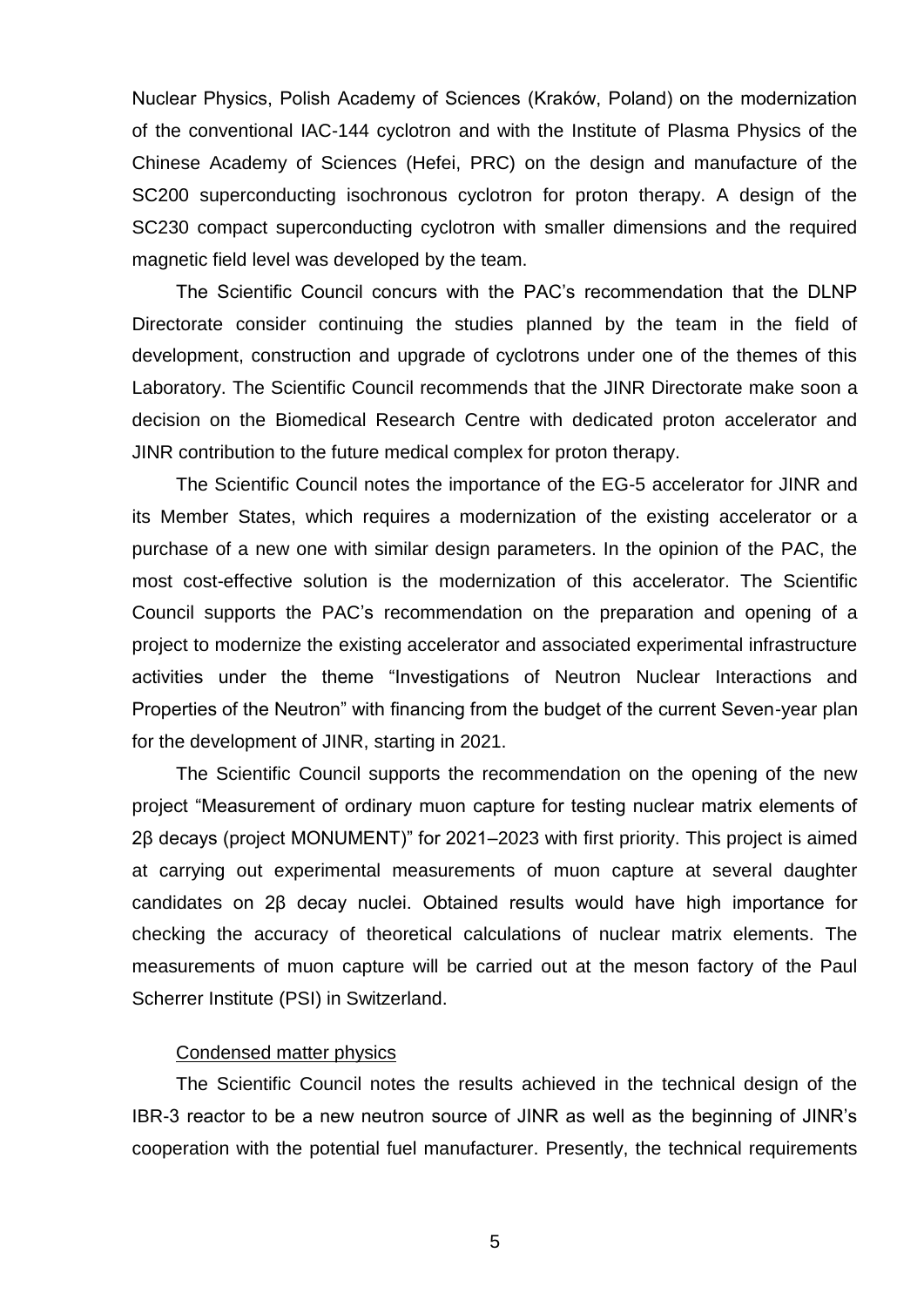Nuclear Physics, Polish Academy of Sciences (Kraków, Poland) on the modernization of the conventional IAC-144 cyclotron and with the Institute of Plasma Physics of the Chinese Academy of Sciences (Hefei, PRC) on the design and manufacture of the SC200 superconducting isochronous cyclotron for proton therapy. A design of the SC230 compact superconducting cyclotron with smaller dimensions and the required magnetic field level was developed by the team.

The Scientific Council concurs with the PAC's recommendation that the DLNP Directorate consider continuing the studies planned by the team in the field of development, construction and upgrade of cyclotrons under one of the themes of this Laboratory. The Scientific Council recommends that the JINR Directorate make soon a decision on the Biomedical Research Centre with dedicated proton accelerator and JINR contribution to the future medical complex for proton therapy.

The Scientific Council notes the importance of the EG-5 accelerator for JINR and its Member States, which requires a modernization of the existing accelerator or a purchase of a new one with similar design parameters. In the opinion of the PAC, the most cost-effective solution is the modernization of this accelerator. The Scientific Council supports the PAC's recommendation on the preparation and opening of a project to modernize the existing accelerator and associated experimental infrastructure activities under the theme "Investigations of Neutron Nuclear Interactions and Properties of the Neutron" with financing from the budget of the current Seven-year plan for the development of JINR, starting in 2021.

The Scientific Council supports the recommendation on the opening of the new project "Measurement of ordinary muon capture for testing nuclear matrix elements of 2β decays (project MONUMENT)" for 2021–2023 with first priority. This project is aimed at carrying out experimental measurements of muon capture at several daughter candidates on 2β decay nuclei. Obtained results would have high importance for checking the accuracy of theoretical calculations of nuclear matrix elements. The measurements of muon capture will be carried out at the meson factory of the Paul Scherrer Institute (PSI) in Switzerland.

Condensed matter physics

The Scientific Council notes the results achieved in the technical design of the IBR-3 reactor to be a new neutron source of JINR as well as the beginning of JINR's cooperation with the potential fuel manufacturer. Presently, the technical requirements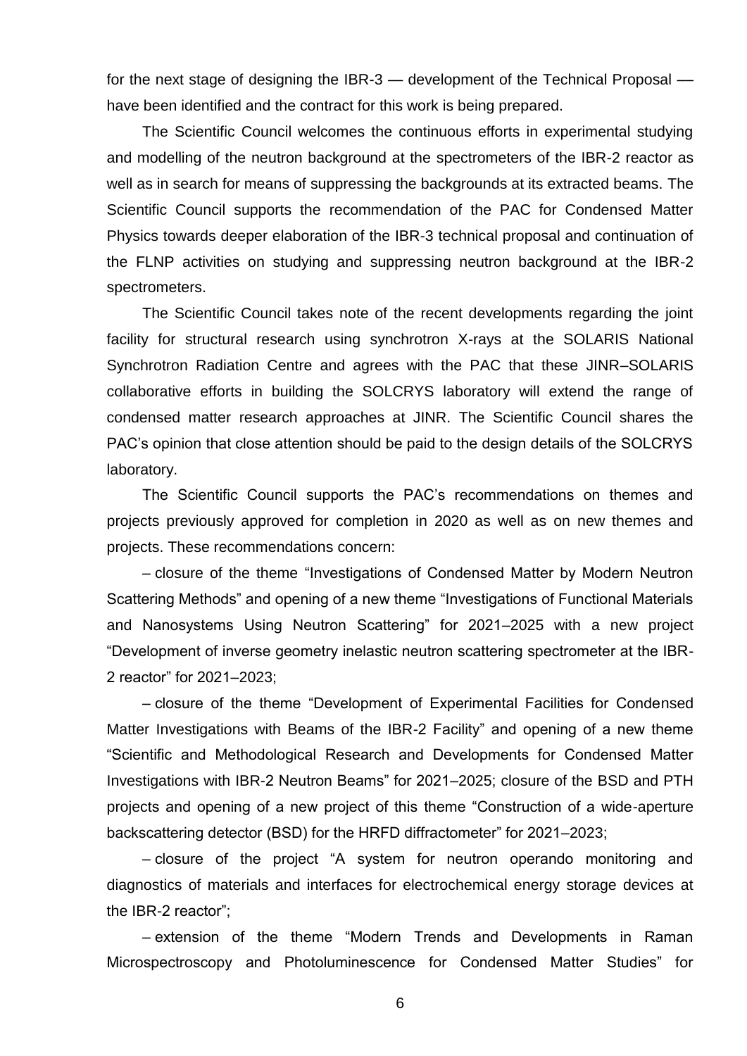for the next stage of designing the IBR-3 — development of the Technical Proposal — have been identified and the contract for this work is being prepared.

The Scientific Council welcomes the continuous efforts in experimental studying and modelling of the neutron background at the spectrometers of the IBR-2 reactor as well as in search for means of suppressing the backgrounds at its extracted beams. The Scientific Council supports the recommendation of the PAC for Condensed Matter Physics towards deeper elaboration of the IBR-3 technical proposal and continuation of the FLNP activities on studying and suppressing neutron background at the IBR-2 spectrometers.

The Scientific Council takes note of the recent developments regarding the joint facility for structural research using synchrotron X-rays at the SOLARIS National Synchrotron Radiation Centre and agrees with the PAC that these JINR–SOLARIS collaborative efforts in building the SOLCRYS laboratory will extend the range of condensed matter research approaches at JINR. The Scientific Council shares the PAC's opinion that close attention should be paid to the design details of the SOLCRYS laboratory.

The Scientific Council supports the PAC's recommendations on themes and projects previously approved for completion in 2020 as well as on new themes and projects. These recommendations concern:

– closure of the theme "Investigations of Condensed Matter by Modern Neutron Scattering Methods" and opening of a new theme "Investigations of Functional Materials and Nanosystems Using Neutron Scattering" for 2021–2025 with a new project "Development of inverse geometry inelastic neutron scattering spectrometer at the IBR-2 reactor" for 2021–2023;

– closure of the theme "Development of Experimental Facilities for Condensed Matter Investigations with Beams of the IBR-2 Facility" and opening of a new theme "Scientific and Methodological Research and Developments for Condensed Matter Investigations with IBR-2 Neutron Beams" for 2021–2025; closure of the BSD and PTH projects and opening of a new project of this theme "Construction of a wide-aperture backscattering detector (BSD) for the HRFD diffractometer" for 2021–2023;

– closure of the project "A system for neutron operando monitoring and diagnostics of materials and interfaces for electrochemical energy storage devices at the IBR-2 reactor";

– extension of the theme "Modern Trends and Developments in Raman Microspectroscopy and Photoluminescence for Condensed Matter Studies" for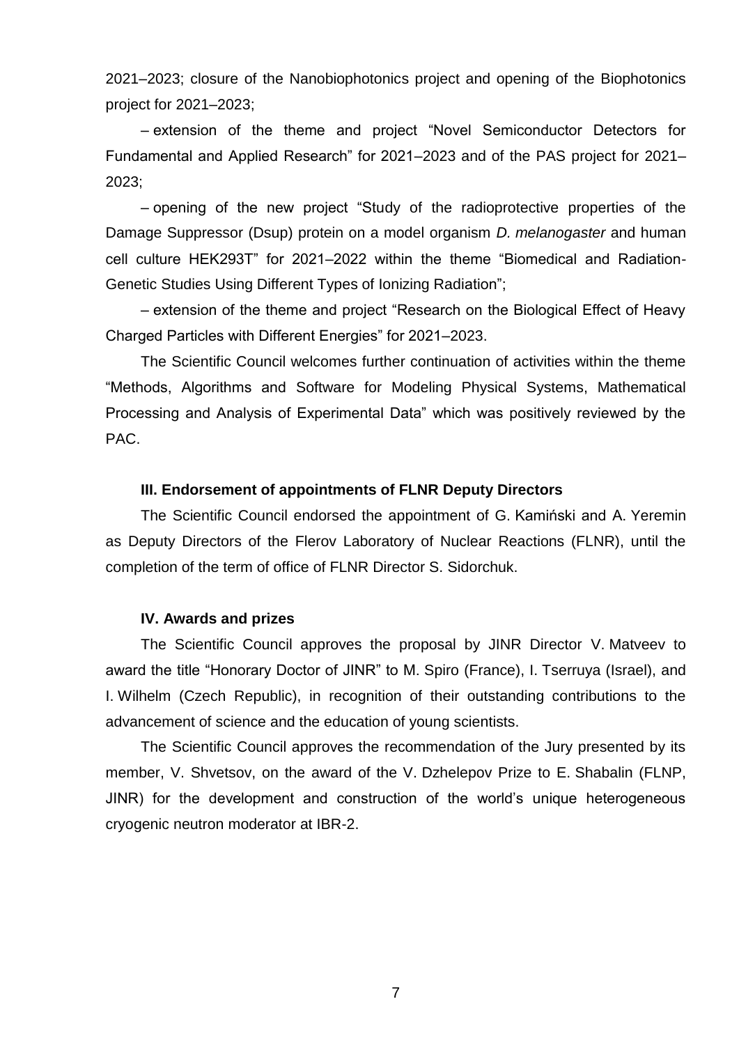2021–2023; closure of the Nanobiophotonics project and opening of the Biophotonics project for 2021–2023;

– extension of the theme and project “Novel Semiconductor Detectors for Fundamental and Applied Research” for 2021–2023 and of the PAS project for 2021–2023;

– opening of the new project “Study of the radioprotective properties of the Damage Suppressor (Dsup) protein on a model organism *D. melanogaster* and human cell culture HEK293T” for 2021–2022 within the theme “Biomedical and Radiation-Genetic Studies Using Different Types of Ionizing Radiation”;

– extension of the theme and project “Research on the Biological Effect of Heavy Charged Particles with Different Energies” for 2021–2023.

The Scientific Council welcomes further continuation of activities within the theme “Methods, Algorithms and Software for Modeling Physical Systems, Mathematical Processing and Analysis of Experimental Data” which was positively reviewed by the PAC.

### III. Endorsement of appointments of FLNR Deputy Directors

The Scientific Council endorsed the appointment of G. Kamiński and A. Yeremin as Deputy Directors of the Flerov Laboratory of Nuclear Reactions (FLNR), until the completion of the term of office of FLNR Director S. Sidorchuk.

### IV. Awards and prizes

The Scientific Council approves the proposal by JINR Director V. Matveev to award the title “Honorary Doctor of JINR” to M. Spiro (France), I. Tserruya (Israel), and I. Wilhelm (Czech Republic), in recognition of their outstanding contributions to the advancement of science and the education of young scientists.

The Scientific Council approves the recommendation of the Jury presented by its member, V. Shvetsov, on the award of the V. Dzhelepov Prize to E. Shabalin (FLNP, JINR) for the development and construction of the world’s unique heterogeneous cryogenic neutron moderator at IBR-2.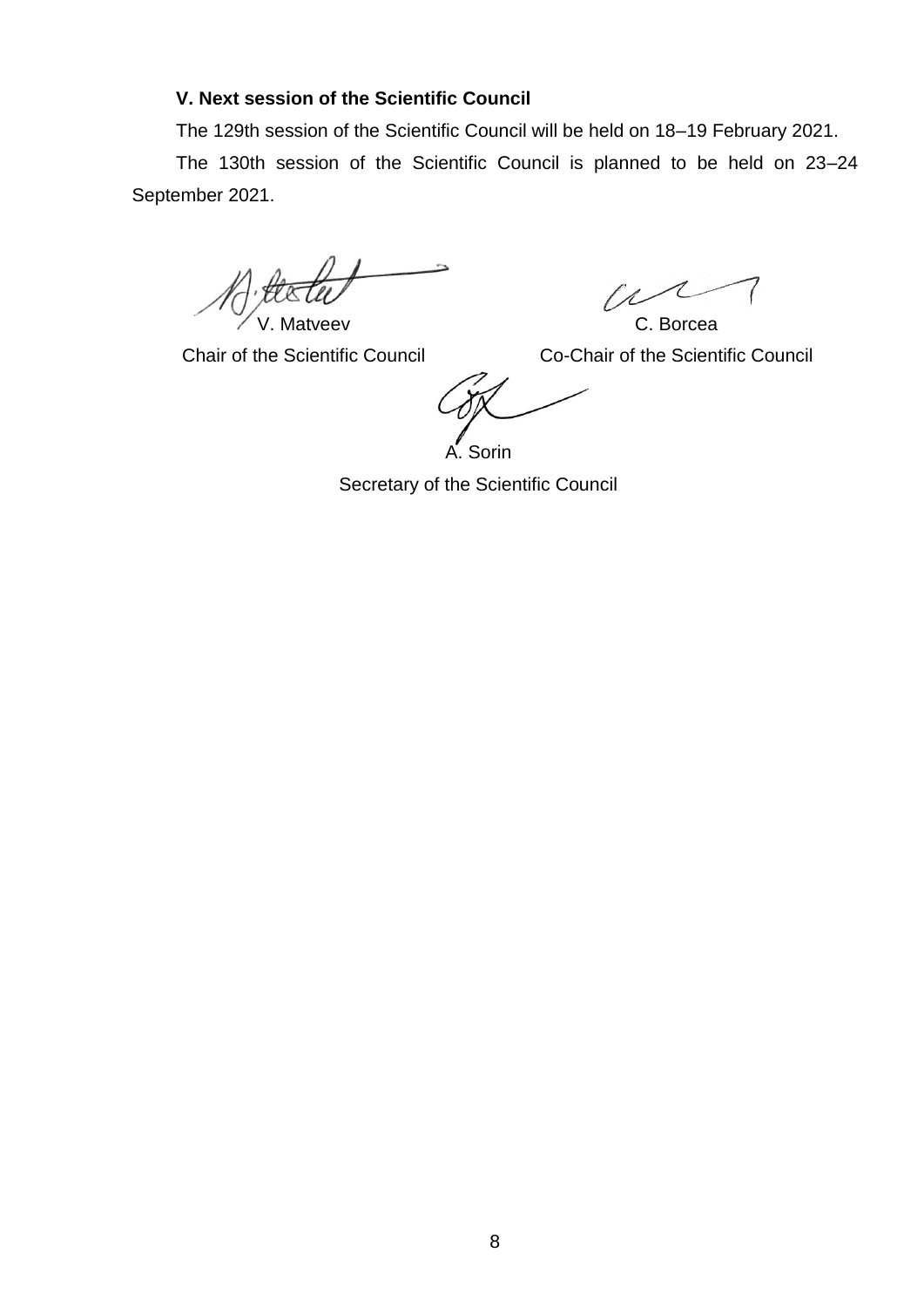### V. Next session of the Scientific Council

The 129th session of the Scientific Council will be held on 18–19 February 2021.

The 130th session of the Scientific Council is planned to be held on 23–24 September 2021.

V. Matveev
Chair of the Scientific Council

C. Borcea
Co-Chair of the Scientific Council

A. Sorin
Secretary of the Scientific Council